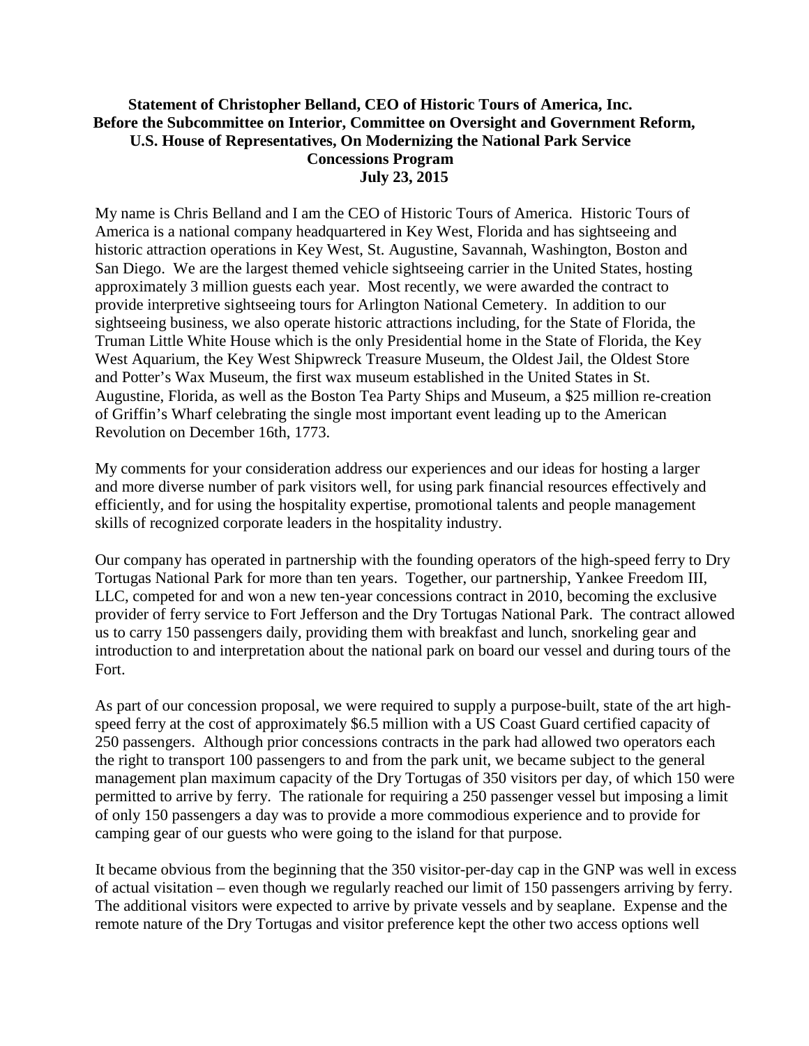**Statement of Christopher Belland, CEO of Historic Tours of America, Inc.
Before the Subcommittee on Interior, Committee on Oversight and Government Reform,
U.S. House of Representatives, On Modernizing the National Park Service
Concessions Program
July 23, 2015**

My name is Chris Belland and I am the CEO of Historic Tours of America. Historic Tours of America is a national company headquartered in Key West, Florida and has sightseeing and historic attraction operations in Key West, St. Augustine, Savannah, Washington, Boston and San Diego. We are the largest themed vehicle sightseeing carrier in the United States, hosting approximately 3 million guests each year. Most recently, we were awarded the contract to provide interpretive sightseeing tours for Arlington National Cemetery. In addition to our sightseeing business, we also operate historic attractions including, for the State of Florida, the Truman Little White House which is the only Presidential home in the State of Florida, the Key West Aquarium, the Key West Shipwreck Treasure Museum, the Oldest Jail, the Oldest Store and Potter's Wax Museum, the first wax museum established in the United States in St. Augustine, Florida, as well as the Boston Tea Party Ships and Museum, a $25 million re-creation of Griffin's Wharf celebrating the single most important event leading up to the American Revolution on December 16th, 1773.

My comments for your consideration address our experiences and our ideas for hosting a larger and more diverse number of park visitors well, for using park financial resources effectively and efficiently, and for using the hospitality expertise, promotional talents and people management skills of recognized corporate leaders in the hospitality industry.

Our company has operated in partnership with the founding operators of the high-speed ferry to Dry Tortugas National Park for more than ten years. Together, our partnership, Yankee Freedom III, LLC, competed for and won a new ten-year concessions contract in 2010, becoming the exclusive provider of ferry service to Fort Jefferson and the Dry Tortugas National Park. The contract allowed us to carry 150 passengers daily, providing them with breakfast and lunch, snorkeling gear and introduction to and interpretation about the national park on board our vessel and during tours of the Fort.

As part of our concession proposal, we were required to supply a purpose-built, state of the art high-speed ferry at the cost of approximately $6.5 million with a US Coast Guard certified capacity of 250 passengers. Although prior concessions contracts in the park had allowed two operators each the right to transport 100 passengers to and from the park unit, we became subject to the general management plan maximum capacity of the Dry Tortugas of 350 visitors per day, of which 150 were permitted to arrive by ferry. The rationale for requiring a 250 passenger vessel but imposing a limit of only 150 passengers a day was to provide a more commodious experience and to provide for camping gear of our guests who were going to the island for that purpose.

It became obvious from the beginning that the 350 visitor-per-day cap in the GNP was well in excess of actual visitation – even though we regularly reached our limit of 150 passengers arriving by ferry. The additional visitors were expected to arrive by private vessels and by seaplane. Expense and the remote nature of the Dry Tortugas and visitor preference kept the other two access options well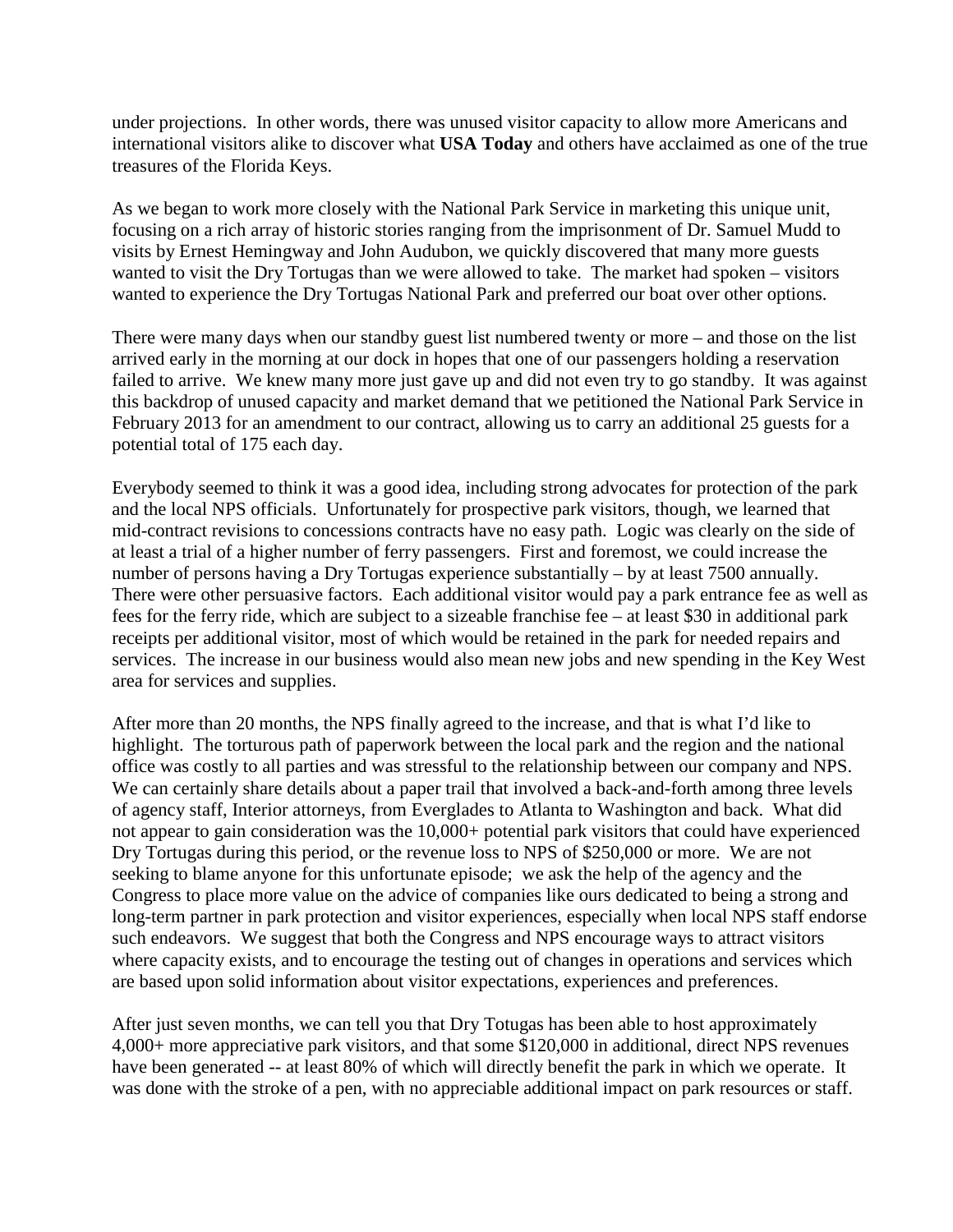under projections. In other words, there was unused visitor capacity to allow more Americans and international visitors alike to discover what **USA Today** and others have acclaimed as one of the true treasures of the Florida Keys.

As we began to work more closely with the National Park Service in marketing this unique unit, focusing on a rich array of historic stories ranging from the imprisonment of Dr. Samuel Mudd to visits by Ernest Hemingway and John Audubon, we quickly discovered that many more guests wanted to visit the Dry Tortugas than we were allowed to take. The market had spoken – visitors wanted to experience the Dry Tortugas National Park and preferred our boat over other options.

There were many days when our standby guest list numbered twenty or more – and those on the list arrived early in the morning at our dock in hopes that one of our passengers holding a reservation failed to arrive. We knew many more just gave up and did not even try to go standby. It was against this backdrop of unused capacity and market demand that we petitioned the National Park Service in February 2013 for an amendment to our contract, allowing us to carry an additional 25 guests for a potential total of 175 each day.

Everybody seemed to think it was a good idea, including strong advocates for protection of the park and the local NPS officials. Unfortunately for prospective park visitors, though, we learned that mid-contract revisions to concessions contracts have no easy path. Logic was clearly on the side of at least a trial of a higher number of ferry passengers. First and foremost, we could increase the number of persons having a Dry Tortugas experience substantially – by at least 7500 annually. There were other persuasive factors. Each additional visitor would pay a park entrance fee as well as fees for the ferry ride, which are subject to a sizeable franchise fee – at least $30 in additional park receipts per additional visitor, most of which would be retained in the park for needed repairs and services. The increase in our business would also mean new jobs and new spending in the Key West area for services and supplies.

After more than 20 months, the NPS finally agreed to the increase, and that is what I'd like to highlight. The torturous path of paperwork between the local park and the region and the national office was costly to all parties and was stressful to the relationship between our company and NPS. We can certainly share details about a paper trail that involved a back-and-forth among three levels of agency staff, Interior attorneys, from Everglades to Atlanta to Washington and back. What did not appear to gain consideration was the 10,000+ potential park visitors that could have experienced Dry Tortugas during this period, or the revenue loss to NPS of $250,000 or more. We are not seeking to blame anyone for this unfortunate episode; we ask the help of the agency and the Congress to place more value on the advice of companies like ours dedicated to being a strong and long-term partner in park protection and visitor experiences, especially when local NPS staff endorse such endeavors. We suggest that both the Congress and NPS encourage ways to attract visitors where capacity exists, and to encourage the testing out of changes in operations and services which are based upon solid information about visitor expectations, experiences and preferences.

After just seven months, we can tell you that Dry Totugas has been able to host approximately 4,000+ more appreciative park visitors, and that some $120,000 in additional, direct NPS revenues have been generated -- at least 80% of which will directly benefit the park in which we operate. It was done with the stroke of a pen, with no appreciable additional impact on park resources or staff.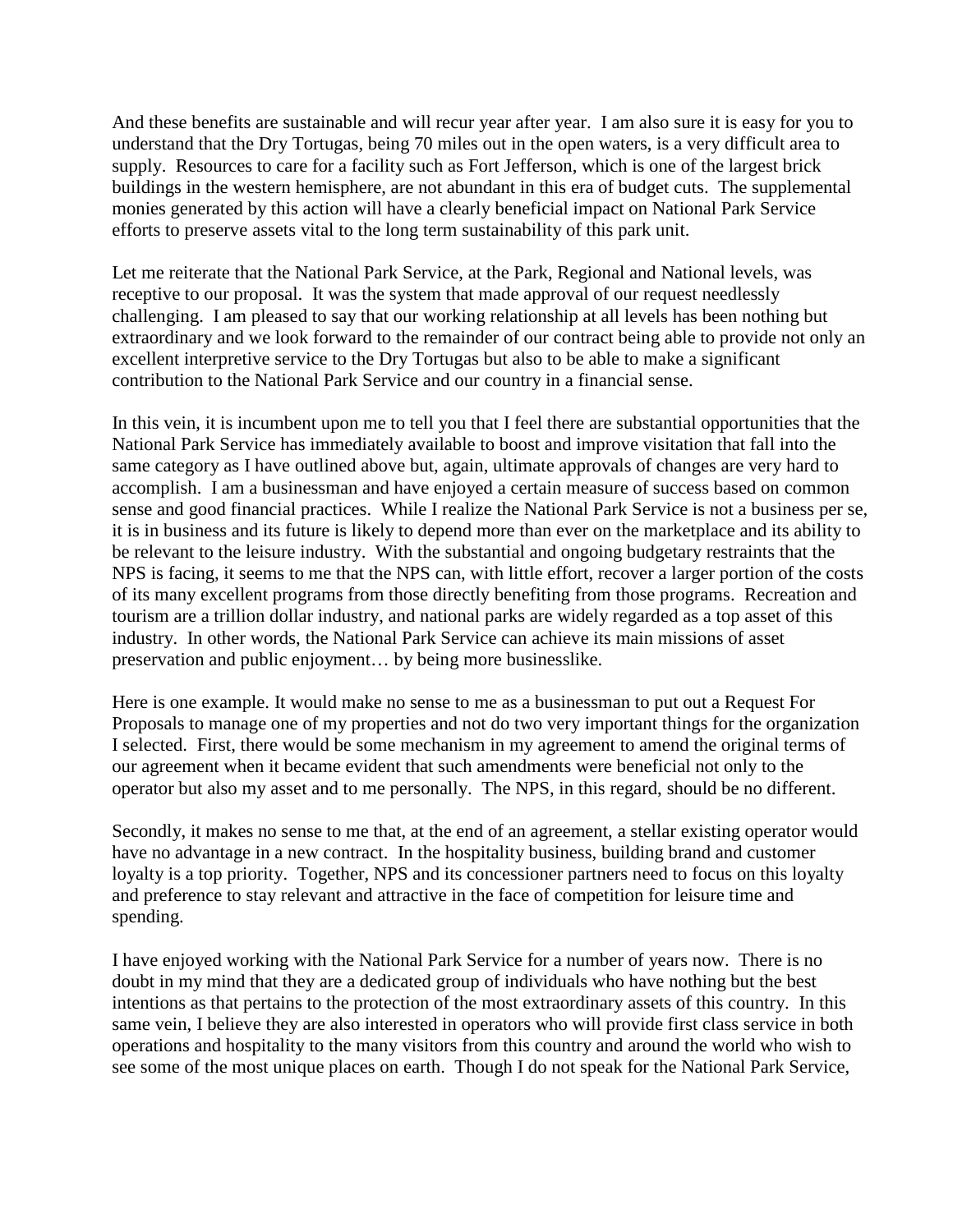And these benefits are sustainable and will recur year after year. I am also sure it is easy for you to understand that the Dry Tortugas, being 70 miles out in the open waters, is a very difficult area to supply. Resources to care for a facility such as Fort Jefferson, which is one of the largest brick buildings in the western hemisphere, are not abundant in this era of budget cuts. The supplemental monies generated by this action will have a clearly beneficial impact on National Park Service efforts to preserve assets vital to the long term sustainability of this park unit.

Let me reiterate that the National Park Service, at the Park, Regional and National levels, was receptive to our proposal. It was the system that made approval of our request needlessly challenging. I am pleased to say that our working relationship at all levels has been nothing but extraordinary and we look forward to the remainder of our contract being able to provide not only an excellent interpretive service to the Dry Tortugas but also to be able to make a significant contribution to the National Park Service and our country in a financial sense.

In this vein, it is incumbent upon me to tell you that I feel there are substantial opportunities that the National Park Service has immediately available to boost and improve visitation that fall into the same category as I have outlined above but, again, ultimate approvals of changes are very hard to accomplish. I am a businessman and have enjoyed a certain measure of success based on common sense and good financial practices. While I realize the National Park Service is not a business per se, it is in business and its future is likely to depend more than ever on the marketplace and its ability to be relevant to the leisure industry. With the substantial and ongoing budgetary restraints that the NPS is facing, it seems to me that the NPS can, with little effort, recover a larger portion of the costs of its many excellent programs from those directly benefiting from those programs. Recreation and tourism are a trillion dollar industry, and national parks are widely regarded as a top asset of this industry. In other words, the National Park Service can achieve its main missions of asset preservation and public enjoyment… by being more businesslike.

Here is one example. It would make no sense to me as a businessman to put out a Request For Proposals to manage one of my properties and not do two very important things for the organization I selected. First, there would be some mechanism in my agreement to amend the original terms of our agreement when it became evident that such amendments were beneficial not only to the operator but also my asset and to me personally. The NPS, in this regard, should be no different.

Secondly, it makes no sense to me that, at the end of an agreement, a stellar existing operator would have no advantage in a new contract. In the hospitality business, building brand and customer loyalty is a top priority. Together, NPS and its concessioner partners need to focus on this loyalty and preference to stay relevant and attractive in the face of competition for leisure time and spending.

I have enjoyed working with the National Park Service for a number of years now. There is no doubt in my mind that they are a dedicated group of individuals who have nothing but the best intentions as that pertains to the protection of the most extraordinary assets of this country. In this same vein, I believe they are also interested in operators who will provide first class service in both operations and hospitality to the many visitors from this country and around the world who wish to see some of the most unique places on earth. Though I do not speak for the National Park Service,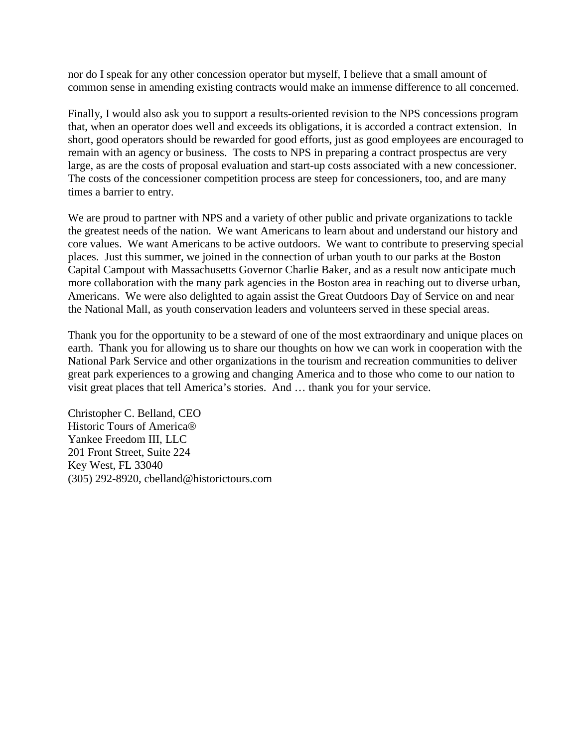nor do I speak for any other concession operator but myself, I believe that a small amount of common sense in amending existing contracts would make an immense difference to all concerned.

Finally, I would also ask you to support a results-oriented revision to the NPS concessions program that, when an operator does well and exceeds its obligations, it is accorded a contract extension. In short, good operators should be rewarded for good efforts, just as good employees are encouraged to remain with an agency or business. The costs to NPS in preparing a contract prospectus are very large, as are the costs of proposal evaluation and start-up costs associated with a new concessioner. The costs of the concessioner competition process are steep for concessioners, too, and are many times a barrier to entry.

We are proud to partner with NPS and a variety of other public and private organizations to tackle the greatest needs of the nation. We want Americans to learn about and understand our history and core values. We want Americans to be active outdoors. We want to contribute to preserving special places. Just this summer, we joined in the connection of urban youth to our parks at the Boston Capital Campout with Massachusetts Governor Charlie Baker, and as a result now anticipate much more collaboration with the many park agencies in the Boston area in reaching out to diverse urban, Americans. We were also delighted to again assist the Great Outdoors Day of Service on and near the National Mall, as youth conservation leaders and volunteers served in these special areas.

Thank you for the opportunity to be a steward of one of the most extraordinary and unique places on earth. Thank you for allowing us to share our thoughts on how we can work in cooperation with the National Park Service and other organizations in the tourism and recreation communities to deliver great park experiences to a growing and changing America and to those who come to our nation to visit great places that tell America's stories. And … thank you for your service.

Christopher C. Belland, CEO
Historic Tours of America®
Yankee Freedom III, LLC
201 Front Street, Suite 224
Key West, FL 33040
(305) 292-8920, cbelland@historictours.com